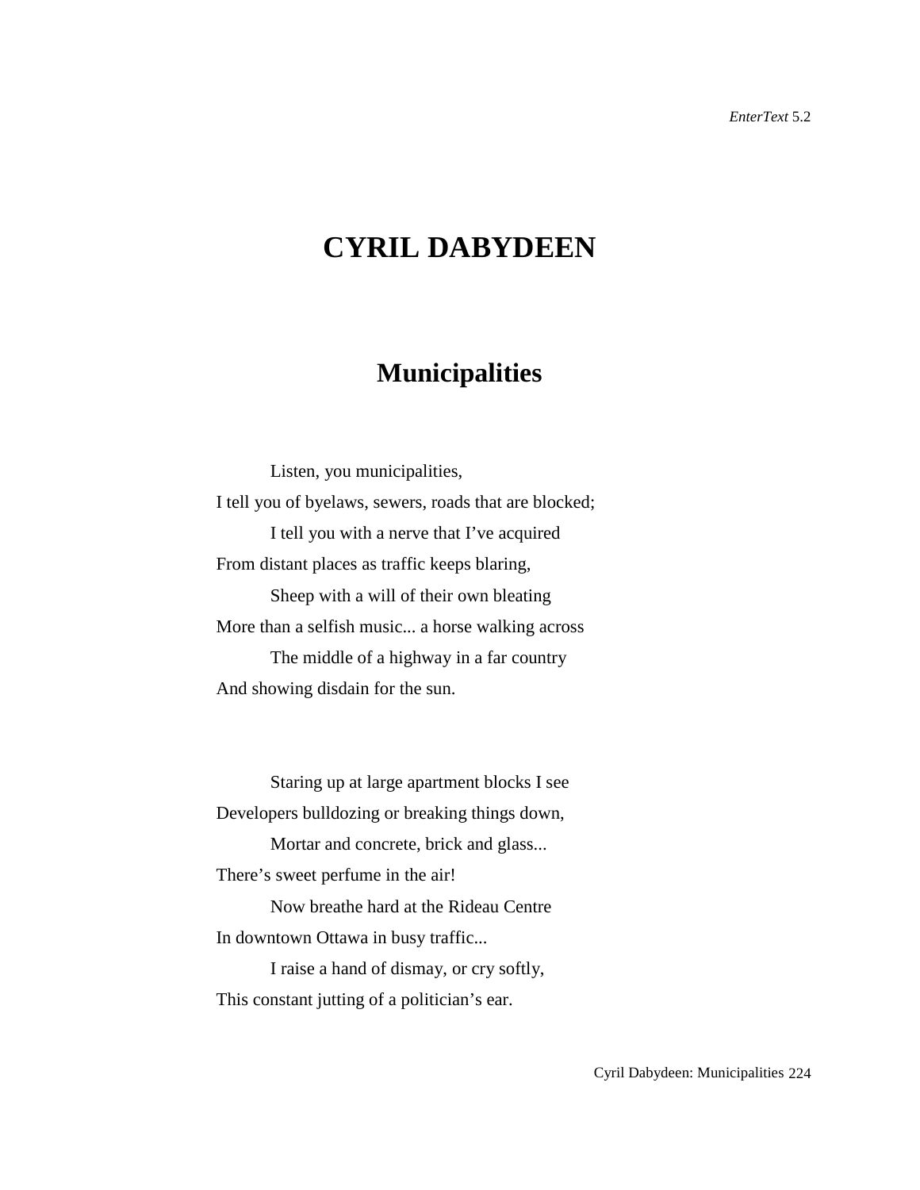# CYRIL DABYDEEN

## Municipalities

Listen, you municipalities,
I tell you of byelaws, sewers, roads that are blocked;
I tell you with a nerve that I've acquired
From distant places as traffic keeps blaring,
Sheep with a will of their own bleating
More than a selfish music... a horse walking across
The middle of a highway in a far country
And showing disdain for the sun.

Staring up at large apartment blocks I see
Developers bulldozing or breaking things down,
Mortar and concrete, brick and glass...
There's sweet perfume in the air!
Now breathe hard at the Rideau Centre
In downtown Ottawa in busy traffic...
I raise a hand of dismay, or cry softly,
This constant jutting of a politician's ear.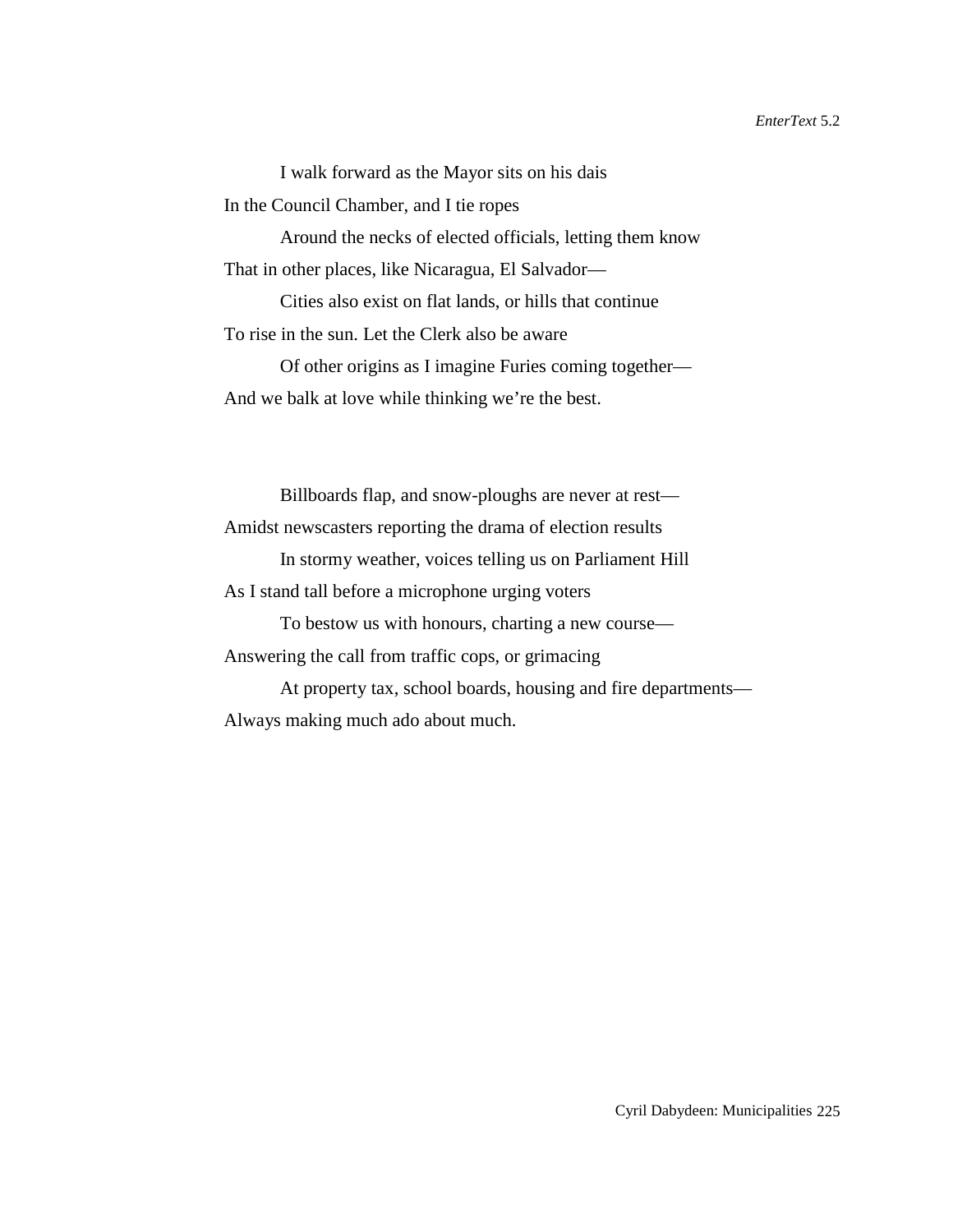I walk forward as the Mayor sits on his dais
In the Council Chamber, and I tie ropes
Around the necks of elected officials, letting them know
That in other places, like Nicaragua, El Salvador—
Cities also exist on flat lands, or hills that continue
To rise in the sun. Let the Clerk also be aware
Of other origins as I imagine Furies coming together—
And we balk at love while thinking we're the best.

Billboards flap, and snow-ploughs are never at rest—
Amidst newscasters reporting the drama of election results
In stormy weather, voices telling us on Parliament Hill
As I stand tall before a microphone urging voters
To bestow us with honours, charting a new course—
Answering the call from traffic cops, or grimacing
At property tax, school boards, housing and fire departments—
Always making much ado about much.